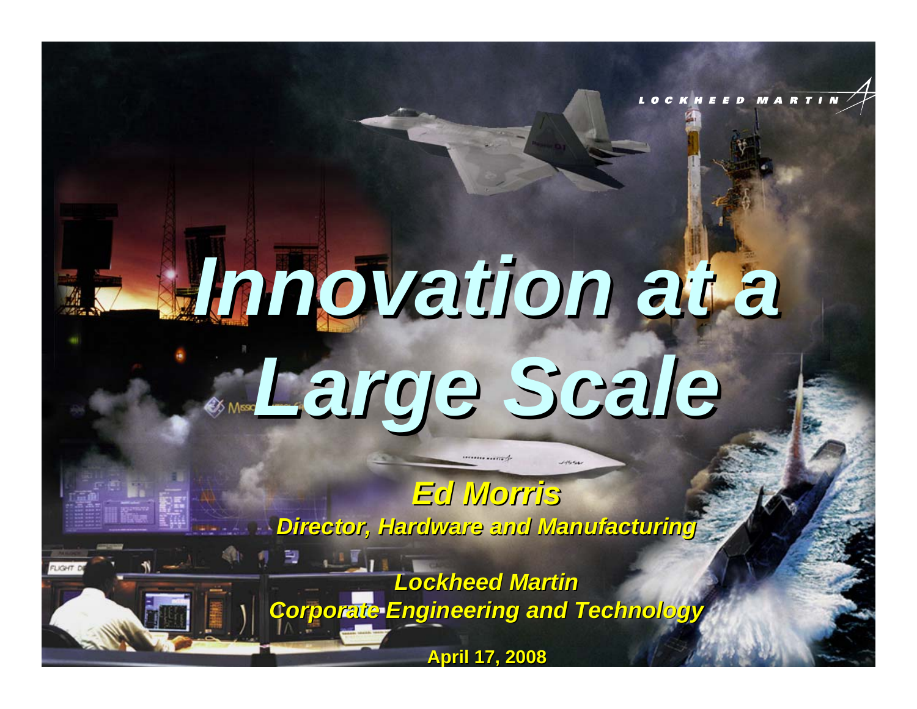# Innovation at a Large Scale

***Ed Morris***

***Director, Hardware and Manufacturing***

***Lockheed Martin***

***Corporate Engineering and Technology***

**April 17, 2008**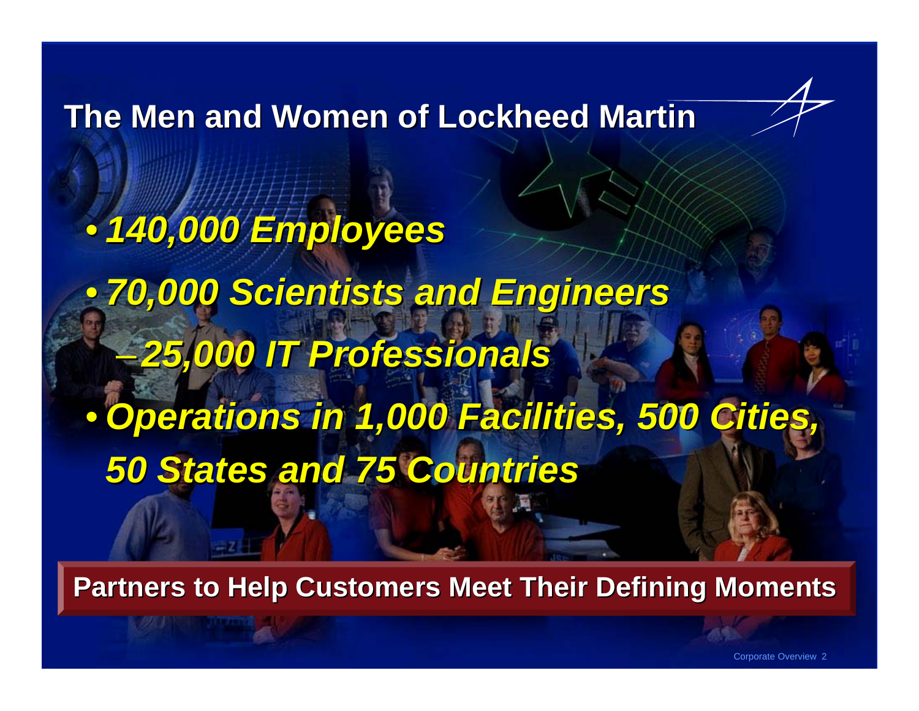# The Men and Women of Lockheed Martin

- ***140,000 Employees***
- ***70,000 Scientists and Engineers***
  - ***25,000 IT Professionals***
- ***Operations in 1,000 Facilities, 500 Cities, 50 States and 75 Countries***

**Partners to Help Customers Meet Their Defining Moments**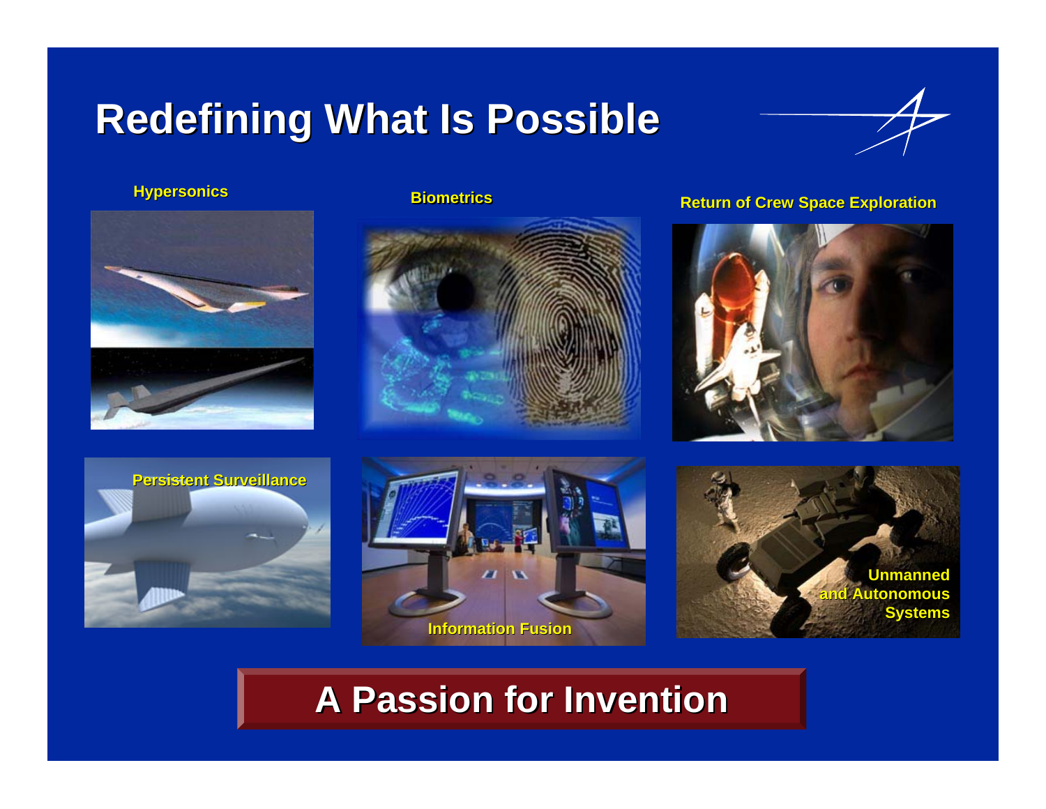# Redefining What Is Possible

Hypersonics

Biometrics

Return of Crew Space Exploration

Persistent Surveillance

Information Fusion

Unmanned and Autonomous Systems

**A Passion for Invention**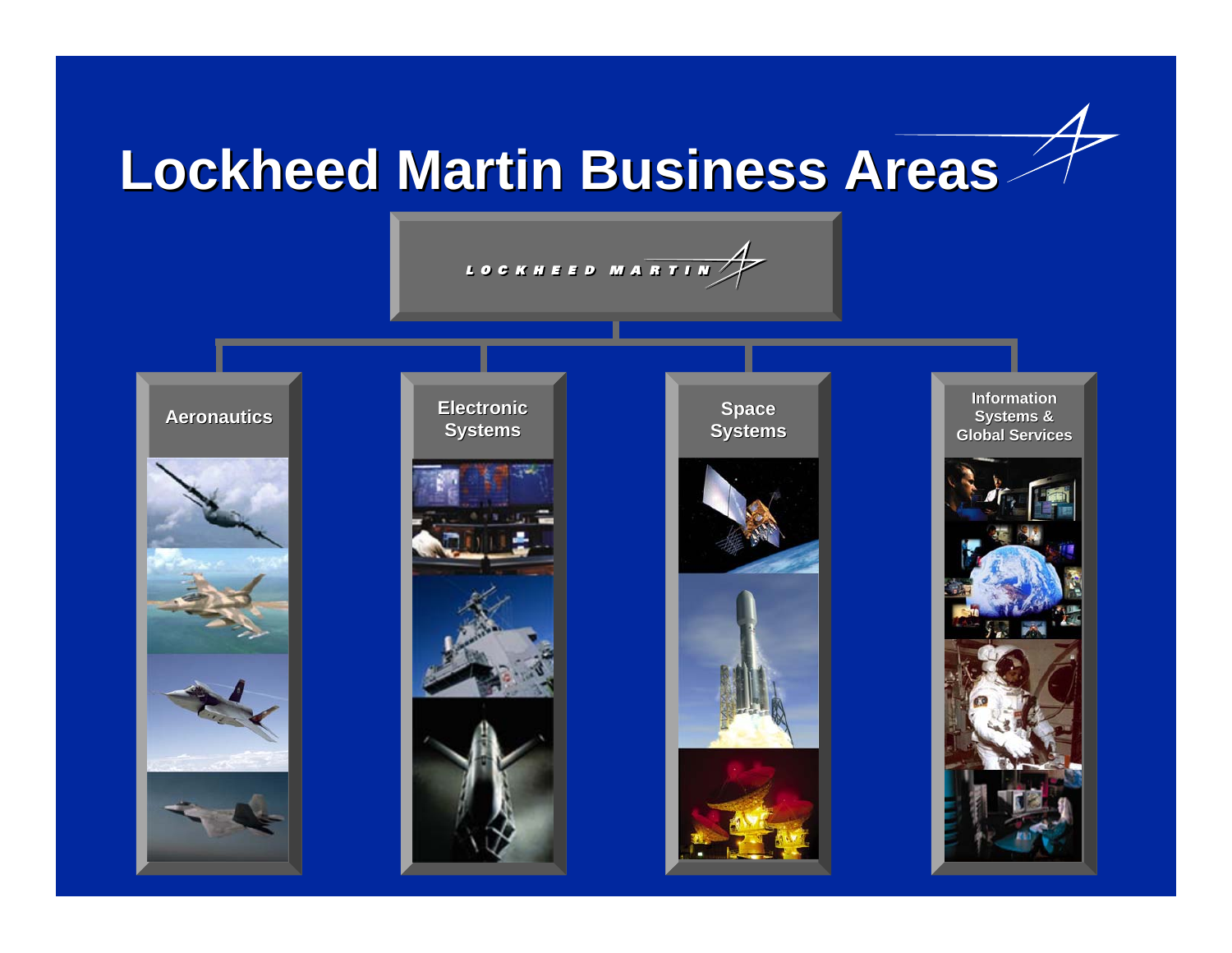# Lockheed Martin Business Areas

LOCKHEED MARTIN

- Aeronautics
- Electronic Systems
- Space Systems
- Information Systems & Global Services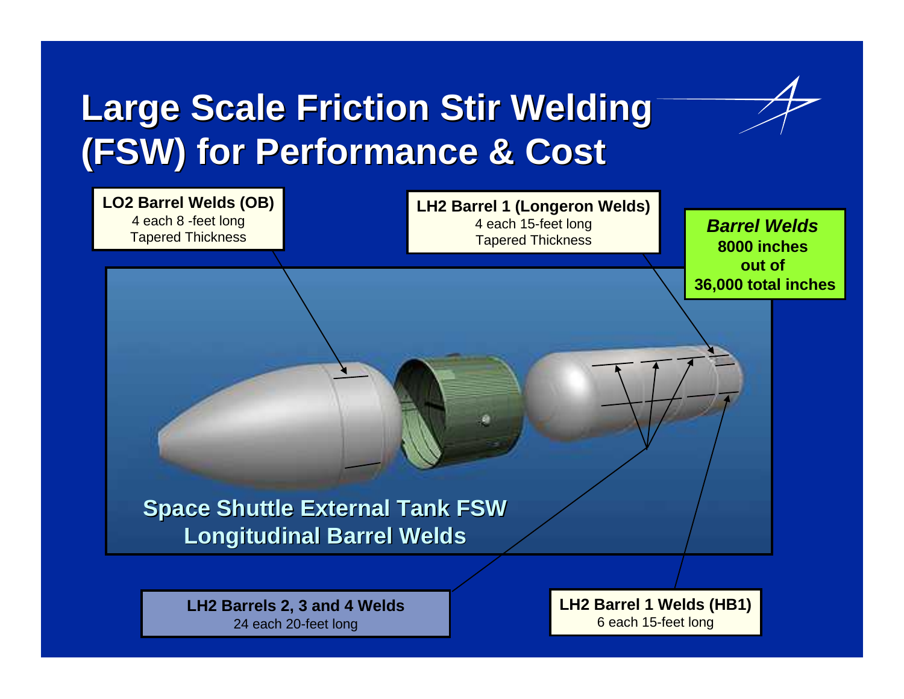# Large Scale Friction Stir Welding (FSW) for Performance & Cost

**LO2 Barrel Welds (OB)**
4 each 8 -feet long
Tapered Thickness

**LH2 Barrel 1 (Longeron Welds)**
4 each 15-feet long
Tapered Thickness

***Barrel Welds***
**8000 inches out of 36,000 total inches**

**Space Shuttle External Tank FSW Longitudinal Barrel Welds**

**LH2 Barrels 2, 3 and 4 Welds**
24 each 20-feet long

**LH2 Barrel 1 Welds (HB1)**
6 each 15-feet long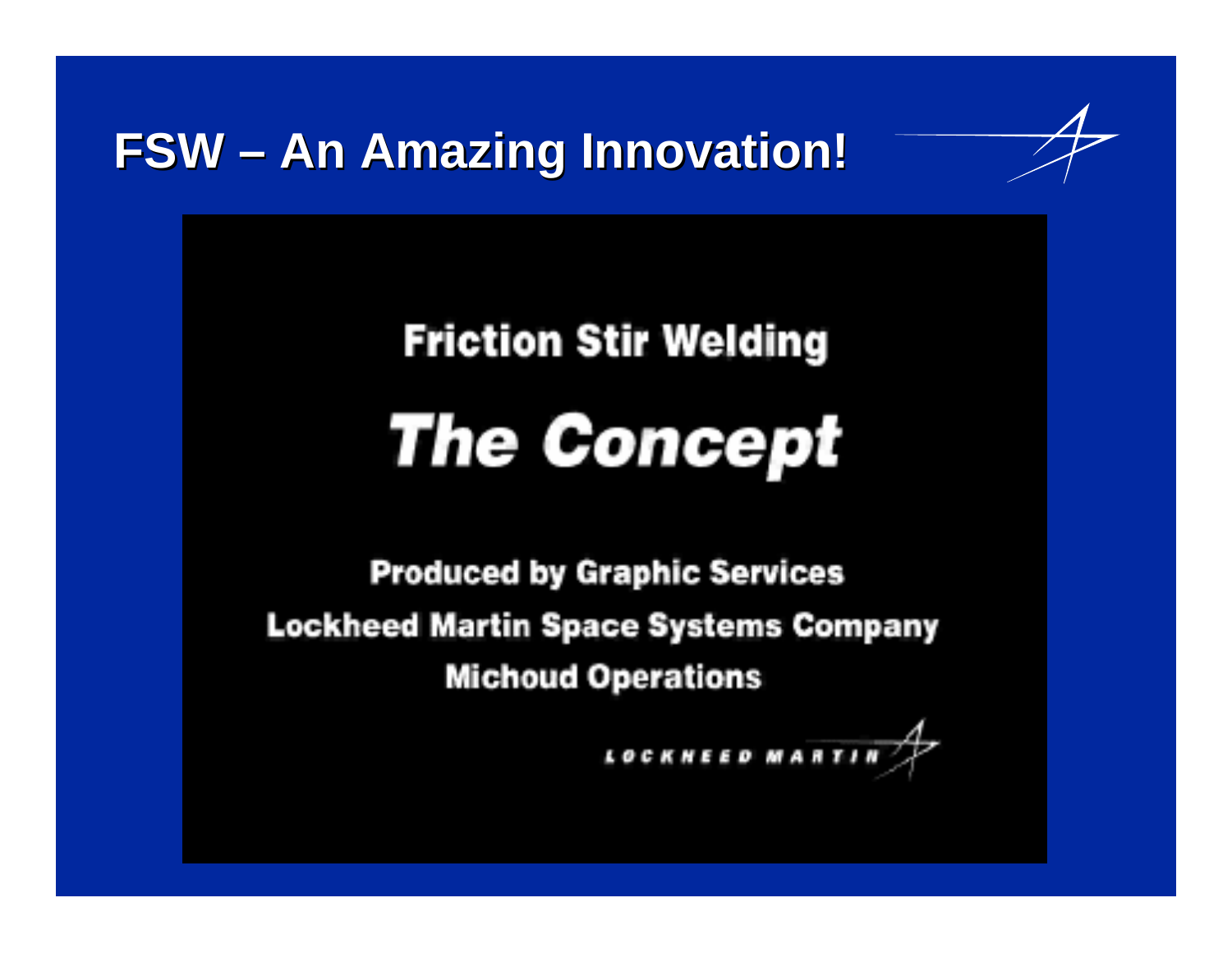# FSW – An Amazing Innovation!

**Friction Stir Welding**

***The Concept***

**Produced by Graphic Services**

**Lockheed Martin Space Systems Company**

**Michoud Operations**

LOCKHEED MARTIN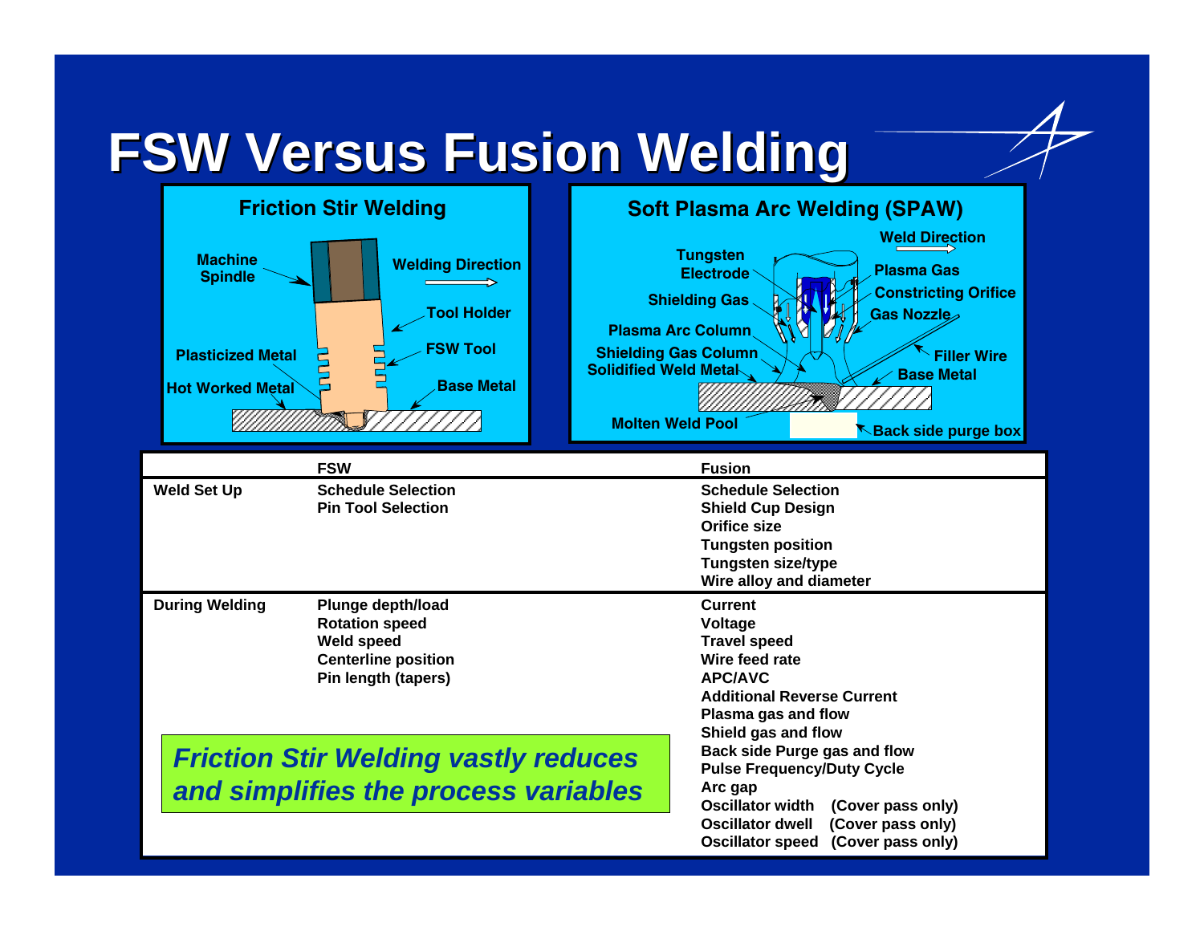# FSW Versus Fusion Welding

## Friction Stir Welding

Machine Spindle

Welding Direction

Tool Holder

FSW Tool

Plasticized Metal

Hot Worked Metal

Base Metal

## Soft Plasma Arc Welding (SPAW)

Weld Direction

Tungsten Electrode

Plasma Gas

Constricting Orifice

Shielding Gas

Gas Nozzle

Plasma Arc Column

Shielding Gas Column

Filler Wire

Solidified Weld Metal

Base Metal

Molten Weld Pool

Back side purge box

| | FSW | Fusion |
|---|---|---|
| **Weld Set Up** | **Schedule Selection**<br>**Pin Tool Selection** | **Schedule Selection**<br>**Shield Cup Design**<br>**Orifice size**<br>**Tungsten position**<br>**Tungsten size/type**<br>**Wire alloy and diameter** |
| **During Welding** | **Plunge depth/load**<br>**Rotation speed**<br>**Weld speed**<br>**Centerline position**<br>**Pin length (tapers)** | **Current**<br>**Voltage**<br>**Travel speed**<br>**Wire feed rate**<br>**APC/AVC**<br>**Additional Reverse Current**<br>**Plasma gas and flow**<br>**Shield gas and flow**<br>**Back side Purge gas and flow**<br>**Pulse Frequency/Duty Cycle**<br>**Arc gap**<br>**Oscillator width (Cover pass only)**<br>**Oscillator dwell (Cover pass only)**<br>**Oscillator speed (Cover pass only)** |

***Friction Stir Welding vastly reduces and simplifies the process variables***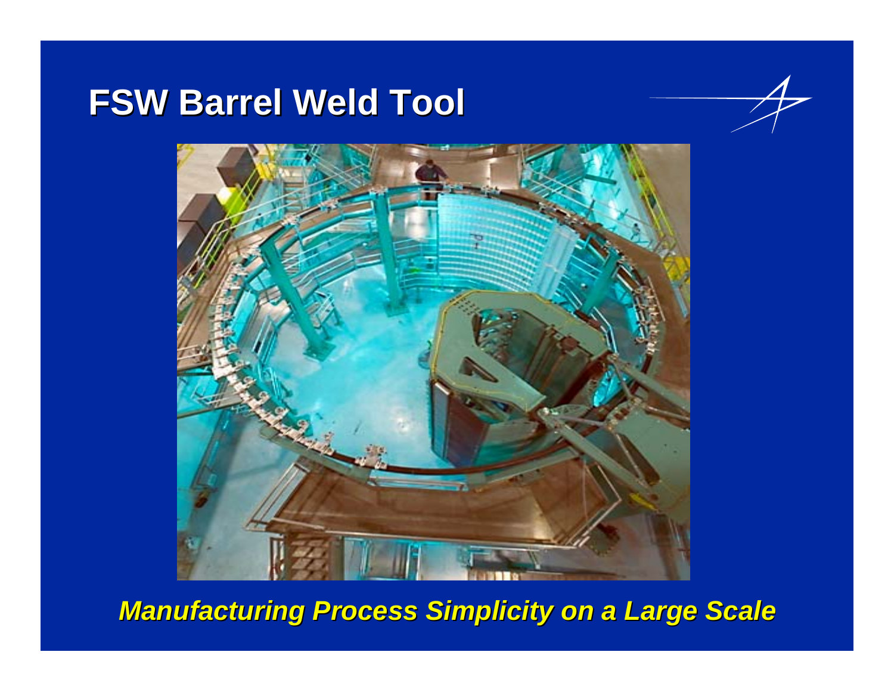# FSW Barrel Weld Tool

***Manufacturing Process Simplicity on a Large Scale***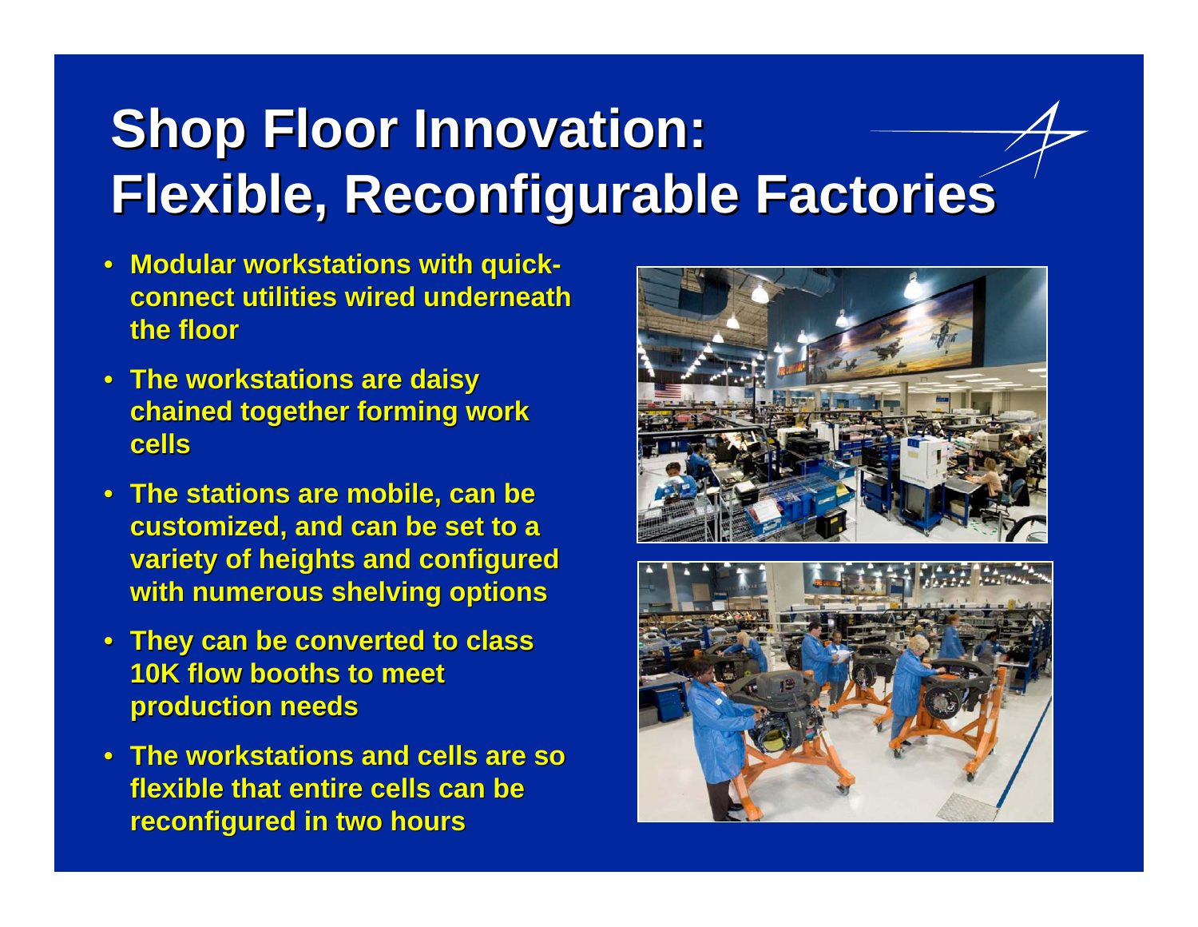# Shop Floor Innovation: Flexible, Reconfigurable Factories

- Modular workstations with quick-connect utilities wired underneath the floor
- The workstations are daisy chained together forming work cells
- The stations are mobile, can be customized, and can be set to a variety of heights and configured with numerous shelving options
- They can be converted to class 10K flow booths to meet production needs
- The workstations and cells are so flexible that entire cells can be reconfigured in two hours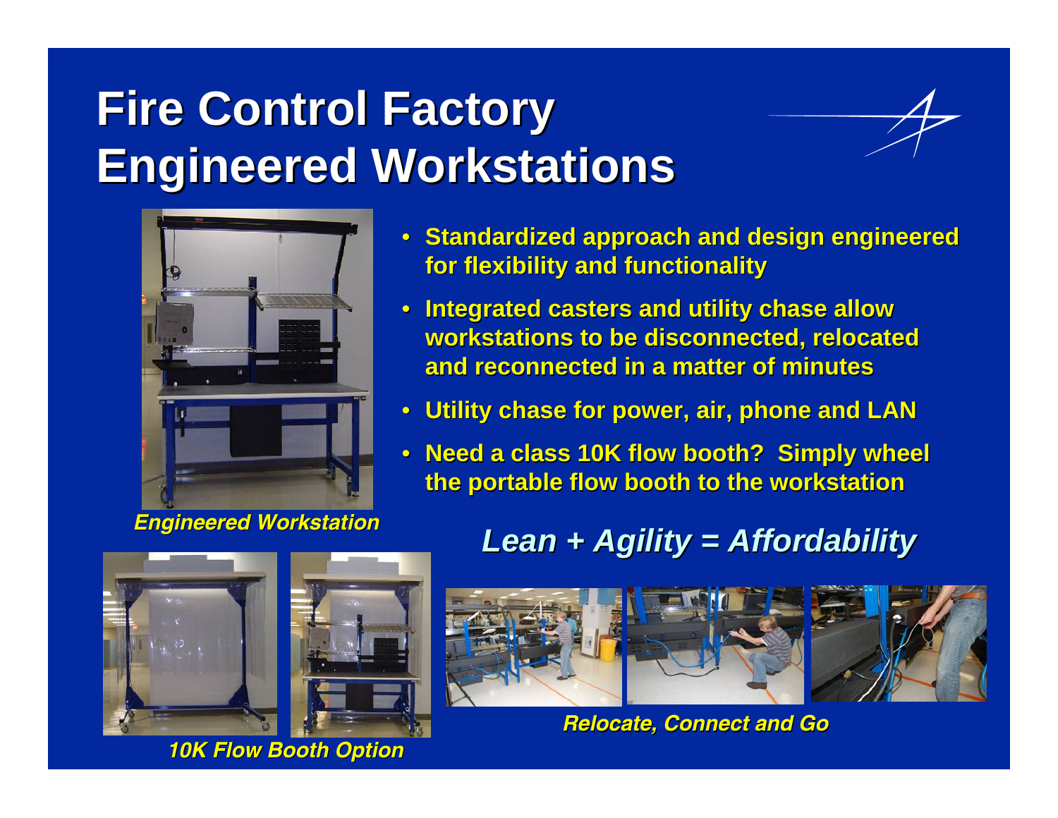# Fire Control Factory Engineered Workstations

- Standardized approach and design engineered for flexibility and functionality
- Integrated casters and utility chase allow workstations to be disconnected, relocated and reconnected in a matter of minutes
- Utility chase for power, air, phone and LAN
- Need a class 10K flow booth? Simply wheel the portable flow booth to the workstation

*Engineered Workstation*

## *Lean + Agility = Affordability*

*10K Flow Booth Option*

*Relocate, Connect and Go*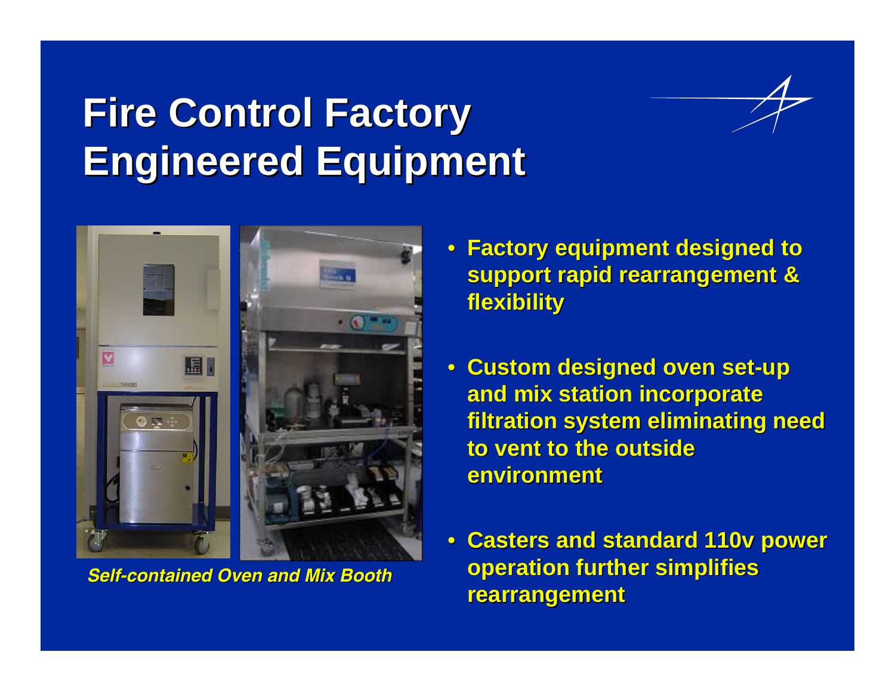# Fire Control Factory Engineered Equipment

*Self-contained Oven and Mix Booth*

- Factory equipment designed to support rapid rearrangement & flexibility
- Custom designed oven set-up and mix station incorporate filtration system eliminating need to vent to the outside environment
- Casters and standard 110v power operation further simplifies rearrangement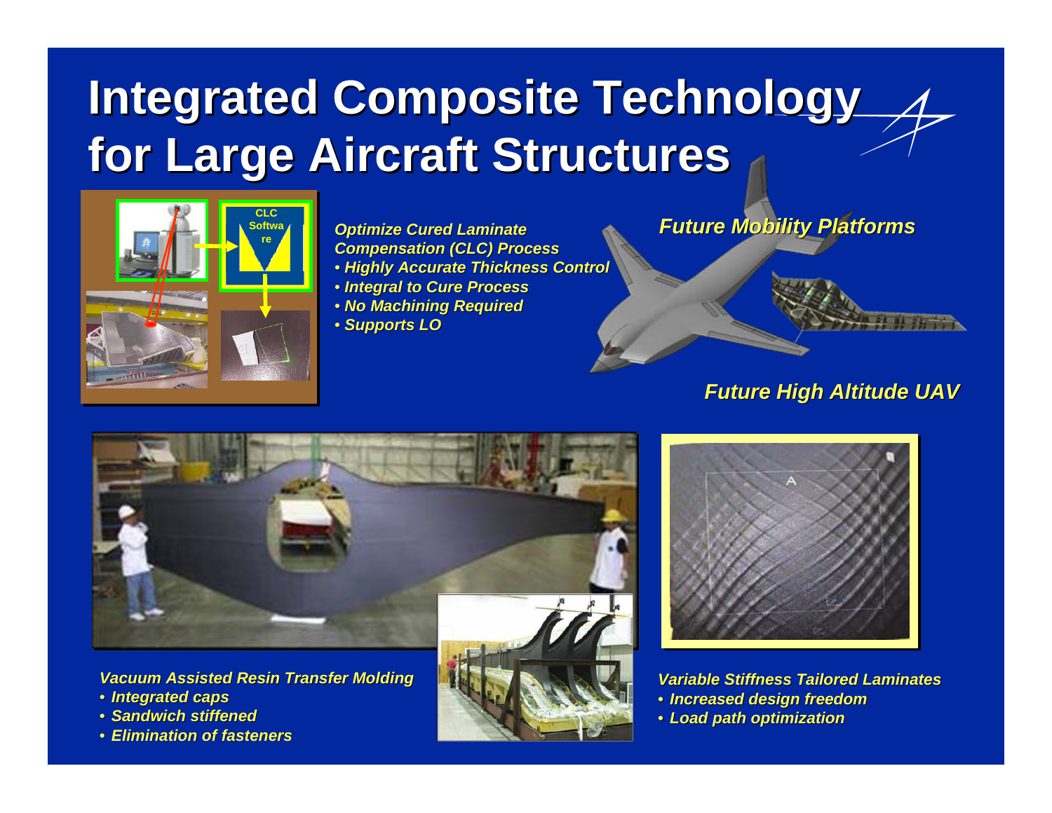# Integrated Composite Technology for Large Aircraft Structures

*Optimize Cured Laminate Compensation (CLC) Process*
- *Highly Accurate Thickness Control*
- *Integral to Cure Process*
- *No Machining Required*
- *Supports LO*

CLC Software

*Future Mobility Platforms*

*Future High Altitude UAV*

*Vacuum Assisted Resin Transfer Molding*
- *Integrated caps*
- *Sandwich stiffened*
- *Elimination of fasteners*

*Variable Stiffness Tailored Laminates*
- *Increased design freedom*
- *Load path optimization*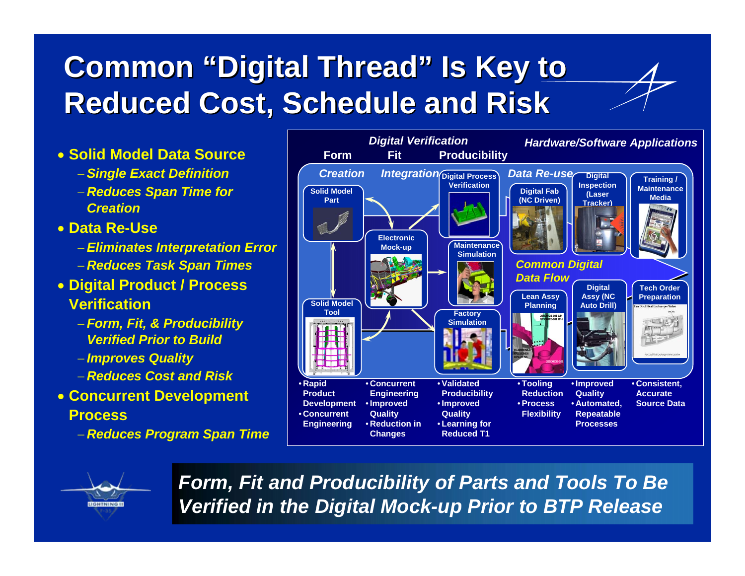# Common "Digital Thread" Is Key to Reduced Cost, Schedule and Risk

- **Solid Model Data Source**
  - *Single Exact Definition*
  - *Reduces Span Time for Creation*
- **Data Re-Use**
  - *Eliminates Interpretation Error*
  - *Reduces Task Span Times*
- **Digital Product / Process Verification**
  - *Form, Fit, & Producibility Verified Prior to Build*
  - *Improves Quality*
  - *Reduces Cost and Risk*
- **Concurrent Development Process**
  - *Reduces Program Span Time*

*Digital Verification*: Form | Fit | Producibility

*Hardware/Software Applications*

*Creation* | *Integration* | *Data Re-use* | *Common Digital Data Flow*

Solid Model Part; Solid Model Tool; Electronic Mock-up; Digital Process Verification; Maintenance Simulation; Factory Simulation; Digital Fab (NC Driven); Digital Inspection (Laser Tracker); Training / Maintenance Media; Lean Assy Planning; Digital Assy (NC Auto Drill); Tech Order Preparation

| | | | | | |
|---|---|---|---|---|---|
| • Rapid Product Development<br>• Concurrent Engineering | • Concurrent Engineering<br>• Improved Quality<br>• Reduction in Changes | • Validated Producibility<br>• Improved Quality<br>• Learning for Reduced T1 | • Tooling Reduction<br>• Process Flexibility | • Improved Quality<br>• Automated, Repeatable Processes | • Consistent, Accurate Source Data |

***Form, Fit and Producibility of Parts and Tools To Be Verified in the Digital Mock-up Prior to BTP Release***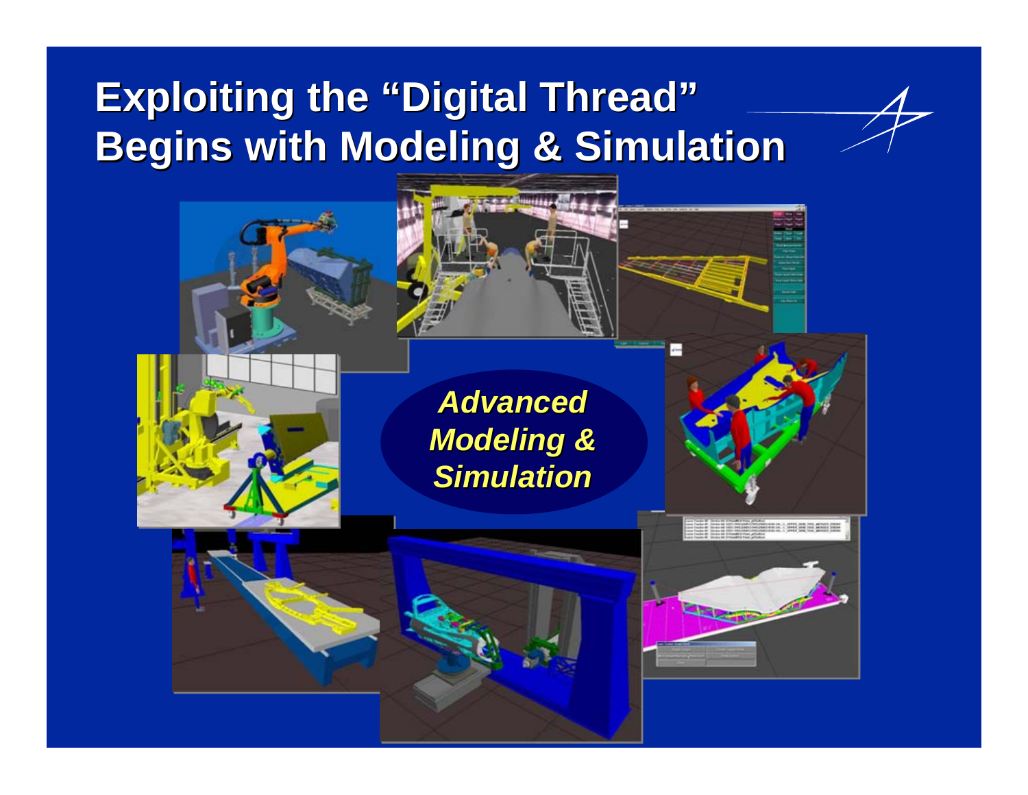# Exploiting the "Digital Thread" Begins with Modeling & Simulation

***Advanced Modeling & Simulation***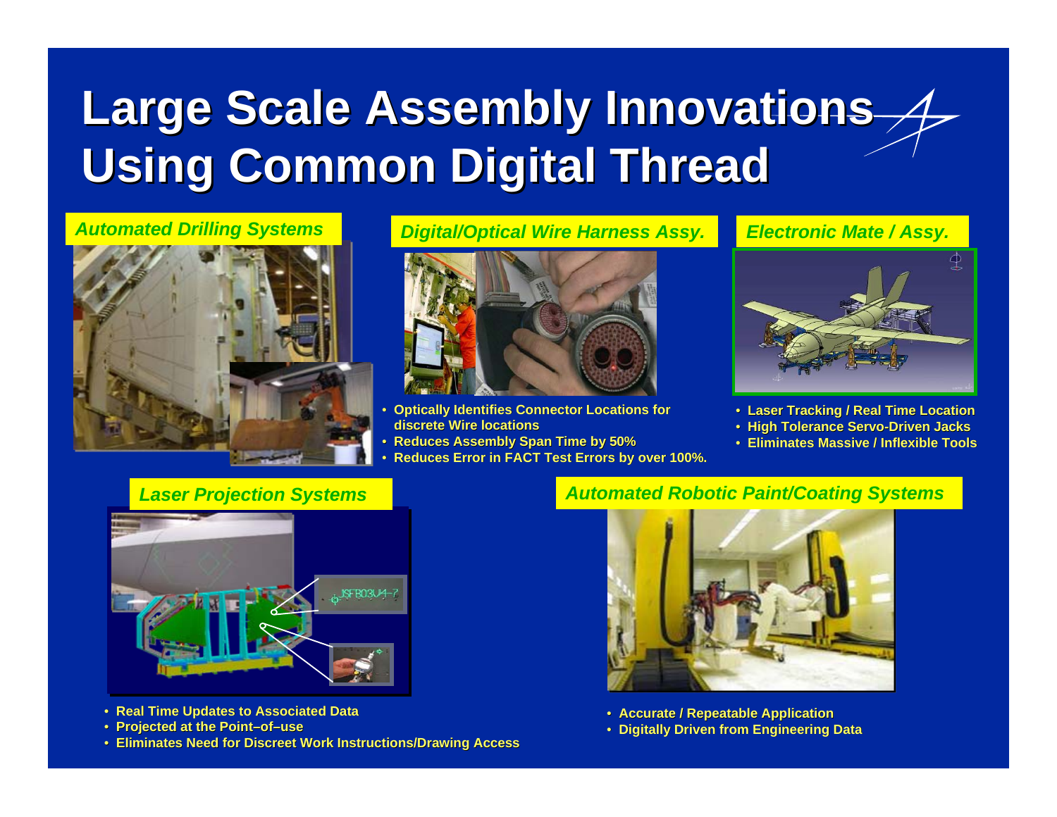# Large Scale Assembly Innovations Using Common Digital Thread

### *Automated Drilling Systems*

### *Digital/Optical Wire Harness Assy.*

- Optically Identifies Connector Locations for discrete Wire locations
- Reduces Assembly Span Time by 50%
- Reduces Error in FACT Test Errors by over 100%.

### *Electronic Mate / Assy.*

- Laser Tracking / Real Time Location
- High Tolerance Servo-Driven Jacks
- Eliminates Massive / Inflexible Tools

### *Laser Projection Systems*

- Real Time Updates to Associated Data
- Projected at the Point–of–use
- Eliminates Need for Discreet Work Instructions/Drawing Access

### *Automated Robotic Paint/Coating Systems*

- Accurate / Repeatable Application
- Digitally Driven from Engineering Data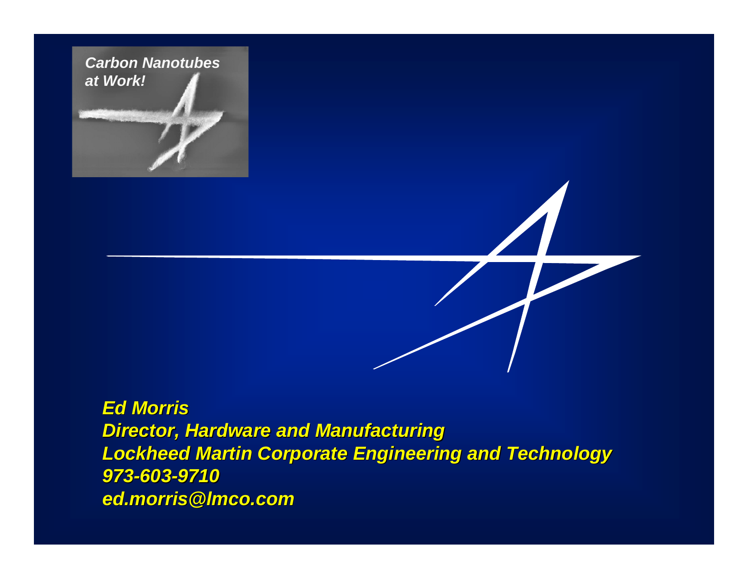*Carbon Nanotubes at Work!*

***Ed Morris***
***Director, Hardware and Manufacturing***
***Lockheed Martin Corporate Engineering and Technology***
***973-603-9710***
***ed.morris@lmco.com***